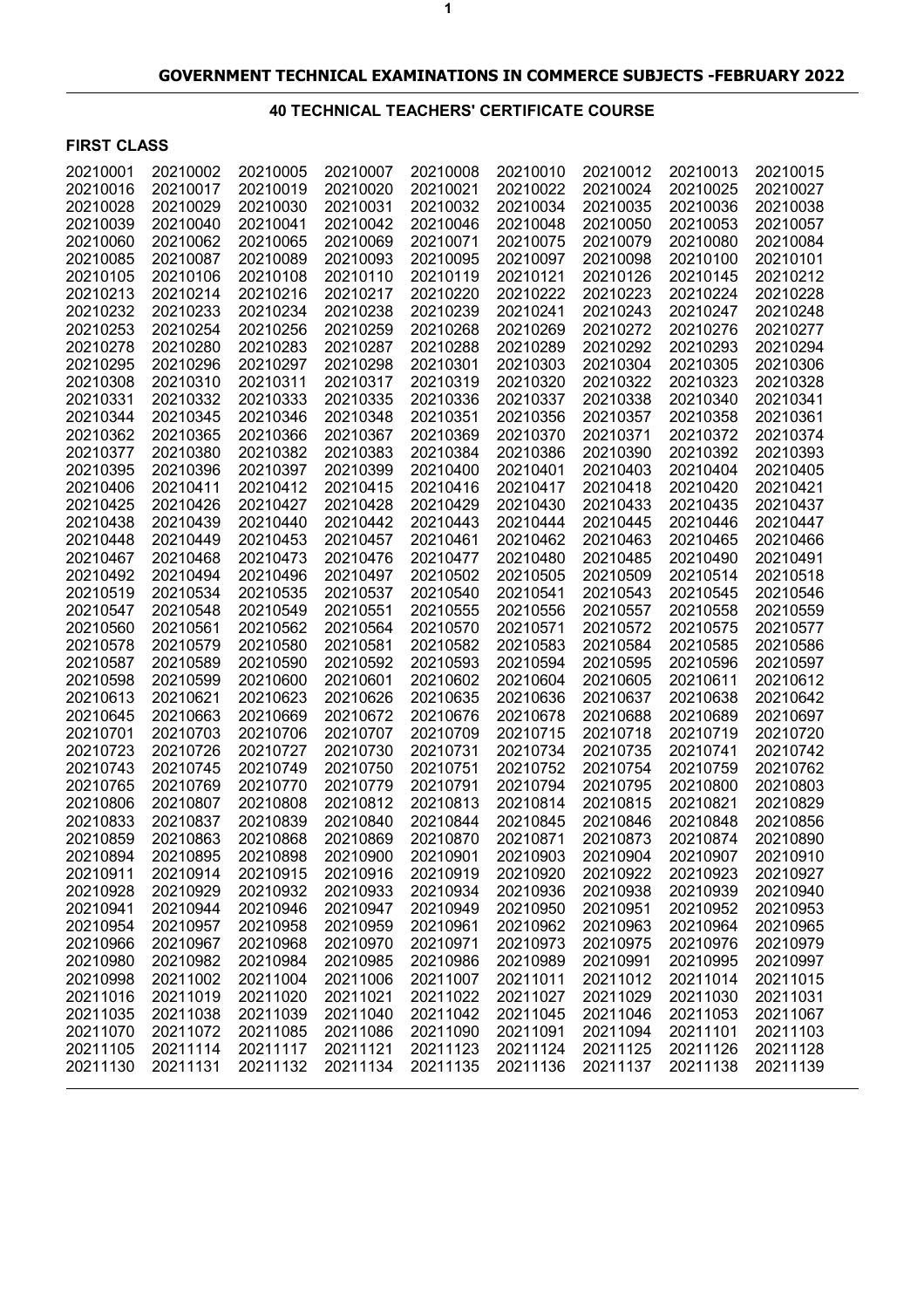## GOVERNMENT TECHNICAL EXAMINATIONS IN COMMERCE SUBJECTS -FEBRUARY 2022

### 40 TECHNICAL TEACHERS' CERTIFICATE COURSE

**FIRST CLASS**

| | | | | | | | | |
|---|---|---|---|---|---|---|---|---|
| 20210001 | 20210002 | 20210005 | 20210007 | 20210008 | 20210010 | 20210012 | 20210013 | 20210015 |
| 20210016 | 20210017 | 20210019 | 20210020 | 20210021 | 20210022 | 20210024 | 20210025 | 20210027 |
| 20210028 | 20210029 | 20210030 | 20210031 | 20210032 | 20210034 | 20210035 | 20210036 | 20210038 |
| 20210039 | 20210040 | 20210041 | 20210042 | 20210046 | 20210048 | 20210050 | 20210053 | 20210057 |
| 20210060 | 20210062 | 20210065 | 20210069 | 20210071 | 20210075 | 20210079 | 20210080 | 20210084 |
| 20210085 | 20210087 | 20210089 | 20210093 | 20210095 | 20210097 | 20210098 | 20210100 | 20210101 |
| 20210105 | 20210106 | 20210108 | 20210110 | 20210119 | 20210121 | 20210126 | 20210145 | 20210212 |
| 20210213 | 20210214 | 20210216 | 20210217 | 20210220 | 20210222 | 20210223 | 20210224 | 20210228 |
| 20210232 | 20210233 | 20210234 | 20210238 | 20210239 | 20210241 | 20210243 | 20210247 | 20210248 |
| 20210253 | 20210254 | 20210256 | 20210259 | 20210268 | 20210269 | 20210272 | 20210276 | 20210277 |
| 20210278 | 20210280 | 20210283 | 20210287 | 20210288 | 20210289 | 20210292 | 20210293 | 20210294 |
| 20210295 | 20210296 | 20210297 | 20210298 | 20210301 | 20210303 | 20210304 | 20210305 | 20210306 |
| 20210308 | 20210310 | 20210311 | 20210317 | 20210319 | 20210320 | 20210322 | 20210323 | 20210328 |
| 20210331 | 20210332 | 20210333 | 20210335 | 20210336 | 20210337 | 20210338 | 20210340 | 20210341 |
| 20210344 | 20210345 | 20210346 | 20210348 | 20210351 | 20210356 | 20210357 | 20210358 | 20210361 |
| 20210362 | 20210365 | 20210366 | 20210367 | 20210369 | 20210370 | 20210371 | 20210372 | 20210374 |
| 20210377 | 20210380 | 20210382 | 20210383 | 20210384 | 20210386 | 20210390 | 20210392 | 20210393 |
| 20210395 | 20210396 | 20210397 | 20210399 | 20210400 | 20210401 | 20210403 | 20210404 | 20210405 |
| 20210406 | 20210411 | 20210412 | 20210415 | 20210416 | 20210417 | 20210418 | 20210420 | 20210421 |
| 20210425 | 20210426 | 20210427 | 20210428 | 20210429 | 20210430 | 20210433 | 20210435 | 20210437 |
| 20210438 | 20210439 | 20210440 | 20210442 | 20210443 | 20210444 | 20210445 | 20210446 | 20210447 |
| 20210448 | 20210449 | 20210453 | 20210457 | 20210461 | 20210462 | 20210463 | 20210465 | 20210466 |
| 20210467 | 20210468 | 20210473 | 20210476 | 20210477 | 20210480 | 20210485 | 20210490 | 20210491 |
| 20210492 | 20210494 | 20210496 | 20210497 | 20210502 | 20210505 | 20210509 | 20210514 | 20210518 |
| 20210519 | 20210534 | 20210535 | 20210537 | 20210540 | 20210541 | 20210543 | 20210545 | 20210546 |
| 20210547 | 20210548 | 20210549 | 20210551 | 20210555 | 20210556 | 20210557 | 20210558 | 20210559 |
| 20210560 | 20210561 | 20210562 | 20210564 | 20210570 | 20210571 | 20210572 | 20210575 | 20210577 |
| 20210578 | 20210579 | 20210580 | 20210581 | 20210582 | 20210583 | 20210584 | 20210585 | 20210586 |
| 20210587 | 20210589 | 20210590 | 20210592 | 20210593 | 20210594 | 20210595 | 20210596 | 20210597 |
| 20210598 | 20210599 | 20210600 | 20210601 | 20210602 | 20210604 | 20210605 | 20210611 | 20210612 |
| 20210613 | 20210621 | 20210623 | 20210626 | 20210635 | 20210636 | 20210637 | 20210638 | 20210642 |
| 20210645 | 20210663 | 20210669 | 20210672 | 20210676 | 20210678 | 20210688 | 20210689 | 20210697 |
| 20210701 | 20210703 | 20210706 | 20210707 | 20210709 | 20210715 | 20210718 | 20210719 | 20210720 |
| 20210723 | 20210726 | 20210727 | 20210730 | 20210731 | 20210734 | 20210735 | 20210741 | 20210742 |
| 20210743 | 20210745 | 20210749 | 20210750 | 20210751 | 20210752 | 20210754 | 20210759 | 20210762 |
| 20210765 | 20210769 | 20210770 | 20210779 | 20210791 | 20210794 | 20210795 | 20210800 | 20210803 |
| 20210806 | 20210807 | 20210808 | 20210812 | 20210813 | 20210814 | 20210815 | 20210821 | 20210829 |
| 20210833 | 20210837 | 20210839 | 20210840 | 20210844 | 20210845 | 20210846 | 20210848 | 20210856 |
| 20210859 | 20210863 | 20210868 | 20210869 | 20210870 | 20210871 | 20210873 | 20210874 | 20210890 |
| 20210894 | 20210895 | 20210898 | 20210900 | 20210901 | 20210903 | 20210904 | 20210907 | 20210910 |
| 20210911 | 20210914 | 20210915 | 20210916 | 20210919 | 20210920 | 20210922 | 20210923 | 20210927 |
| 20210928 | 20210929 | 20210932 | 20210933 | 20210934 | 20210936 | 20210938 | 20210939 | 20210940 |
| 20210941 | 20210944 | 20210946 | 20210947 | 20210949 | 20210950 | 20210951 | 20210952 | 20210953 |
| 20210954 | 20210957 | 20210958 | 20210959 | 20210961 | 20210962 | 20210963 | 20210964 | 20210965 |
| 20210966 | 20210967 | 20210968 | 20210970 | 20210971 | 20210973 | 20210975 | 20210976 | 20210979 |
| 20210980 | 20210982 | 20210984 | 20210985 | 20210986 | 20210989 | 20210991 | 20210995 | 20210997 |
| 20210998 | 20211002 | 20211004 | 20211006 | 20211007 | 20211011 | 20211012 | 20211014 | 20211015 |
| 20211016 | 20211019 | 20211020 | 20211021 | 20211022 | 20211027 | 20211029 | 20211030 | 20211031 |
| 20211035 | 20211038 | 20211039 | 20211040 | 20211042 | 20211045 | 20211046 | 20211053 | 20211067 |
| 20211070 | 20211072 | 20211085 | 20211086 | 20211090 | 20211091 | 20211094 | 20211101 | 20211103 |
| 20211105 | 20211114 | 20211117 | 20211121 | 20211123 | 20211124 | 20211125 | 20211126 | 20211128 |
| 20211130 | 20211131 | 20211132 | 20211134 | 20211135 | 20211136 | 20211137 | 20211138 | 20211139 |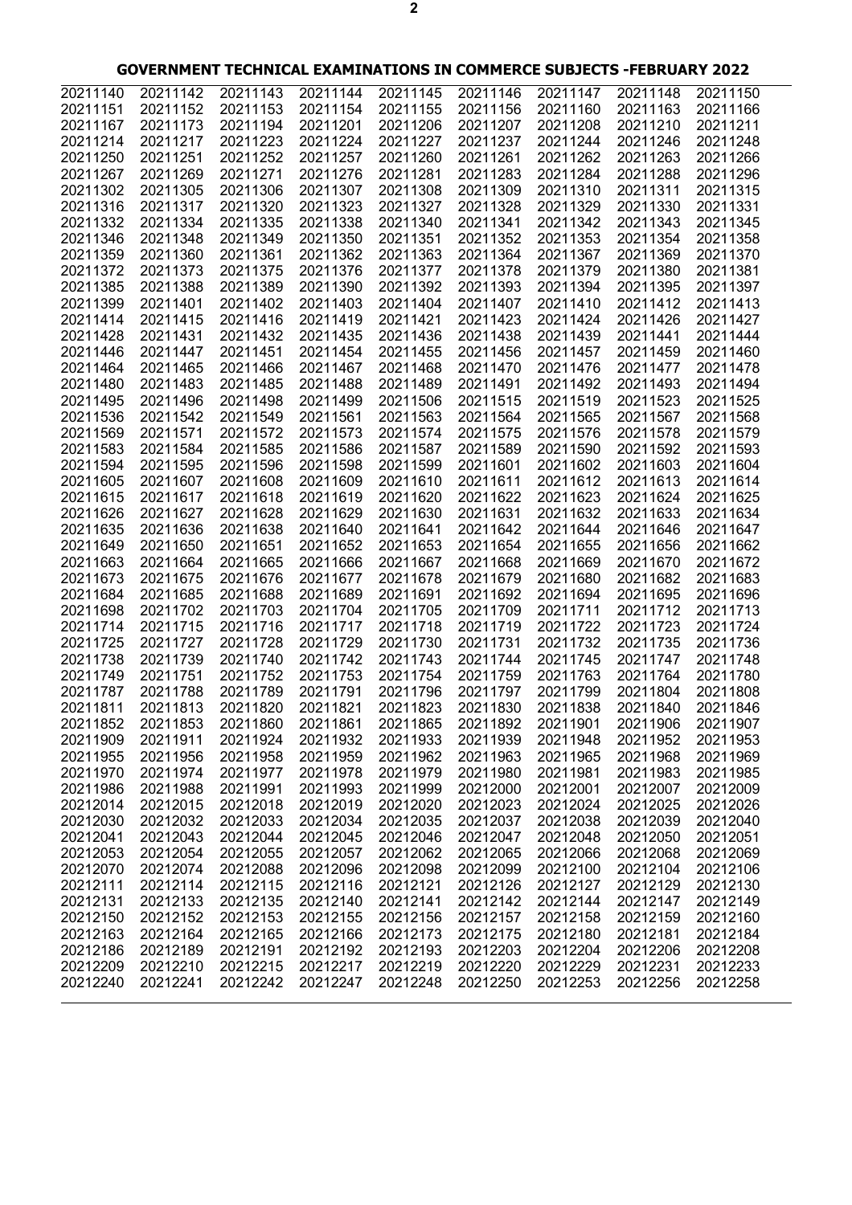## GOVERNMENT TECHNICAL EXAMINATIONS IN COMMERCE SUBJECTS -FEBRUARY 2022

| | | | | | | | | |
|---|---|---|---|---|---|---|---|---|
| 20211140 | 20211142 | 20211143 | 20211144 | 20211145 | 20211146 | 20211147 | 20211148 | 20211150 |
| 20211151 | 20211152 | 20211153 | 20211154 | 20211155 | 20211156 | 20211160 | 20211163 | 20211166 |
| 20211167 | 20211173 | 20211194 | 20211201 | 20211206 | 20211207 | 20211208 | 20211210 | 20211211 |
| 20211214 | 20211217 | 20211223 | 20211224 | 20211227 | 20211237 | 20211244 | 20211246 | 20211248 |
| 20211250 | 20211251 | 20211252 | 20211257 | 20211260 | 20211261 | 20211262 | 20211263 | 20211266 |
| 20211267 | 20211269 | 20211271 | 20211276 | 20211281 | 20211283 | 20211284 | 20211288 | 20211296 |
| 20211302 | 20211305 | 20211306 | 20211307 | 20211308 | 20211309 | 20211310 | 20211311 | 20211315 |
| 20211316 | 20211317 | 20211320 | 20211323 | 20211327 | 20211328 | 20211329 | 20211330 | 20211331 |
| 20211332 | 20211334 | 20211335 | 20211338 | 20211340 | 20211341 | 20211342 | 20211343 | 20211345 |
| 20211346 | 20211348 | 20211349 | 20211350 | 20211351 | 20211352 | 20211353 | 20211354 | 20211358 |
| 20211359 | 20211360 | 20211361 | 20211362 | 20211363 | 20211364 | 20211367 | 20211369 | 20211370 |
| 20211372 | 20211373 | 20211375 | 20211376 | 20211377 | 20211378 | 20211379 | 20211380 | 20211381 |
| 20211385 | 20211388 | 20211389 | 20211390 | 20211392 | 20211393 | 20211394 | 20211395 | 20211397 |
| 20211399 | 20211401 | 20211402 | 20211403 | 20211404 | 20211407 | 20211410 | 20211412 | 20211413 |
| 20211414 | 20211415 | 20211416 | 20211419 | 20211421 | 20211423 | 20211424 | 20211426 | 20211427 |
| 20211428 | 20211431 | 20211432 | 20211435 | 20211436 | 20211438 | 20211439 | 20211441 | 20211444 |
| 20211446 | 20211447 | 20211451 | 20211454 | 20211455 | 20211456 | 20211457 | 20211459 | 20211460 |
| 20211464 | 20211465 | 20211466 | 20211467 | 20211468 | 20211470 | 20211476 | 20211477 | 20211478 |
| 20211480 | 20211483 | 20211485 | 20211488 | 20211489 | 20211491 | 20211492 | 20211493 | 20211494 |
| 20211495 | 20211496 | 20211498 | 20211499 | 20211506 | 20211515 | 20211519 | 20211523 | 20211525 |
| 20211536 | 20211542 | 20211549 | 20211561 | 20211563 | 20211564 | 20211565 | 20211567 | 20211568 |
| 20211569 | 20211571 | 20211572 | 20211573 | 20211574 | 20211575 | 20211576 | 20211578 | 20211579 |
| 20211583 | 20211584 | 20211585 | 20211586 | 20211587 | 20211589 | 20211590 | 20211592 | 20211593 |
| 20211594 | 20211595 | 20211596 | 20211598 | 20211599 | 20211601 | 20211602 | 20211603 | 20211604 |
| 20211605 | 20211607 | 20211608 | 20211609 | 20211610 | 20211611 | 20211612 | 20211613 | 20211614 |
| 20211615 | 20211617 | 20211618 | 20211619 | 20211620 | 20211622 | 20211623 | 20211624 | 20211625 |
| 20211626 | 20211627 | 20211628 | 20211629 | 20211630 | 20211631 | 20211632 | 20211633 | 20211634 |
| 20211635 | 20211636 | 20211638 | 20211640 | 20211641 | 20211642 | 20211644 | 20211646 | 20211647 |
| 20211649 | 20211650 | 20211651 | 20211652 | 20211653 | 20211654 | 20211655 | 20211656 | 20211662 |
| 20211663 | 20211664 | 20211665 | 20211666 | 20211667 | 20211668 | 20211669 | 20211670 | 20211672 |
| 20211673 | 20211675 | 20211676 | 20211677 | 20211678 | 20211679 | 20211680 | 20211682 | 20211683 |
| 20211684 | 20211685 | 20211688 | 20211689 | 20211691 | 20211692 | 20211694 | 20211695 | 20211696 |
| 20211698 | 20211702 | 20211703 | 20211704 | 20211705 | 20211709 | 20211711 | 20211712 | 20211713 |
| 20211714 | 20211715 | 20211716 | 20211717 | 20211718 | 20211719 | 20211722 | 20211723 | 20211724 |
| 20211725 | 20211727 | 20211728 | 20211729 | 20211730 | 20211731 | 20211732 | 20211735 | 20211736 |
| 20211738 | 20211739 | 20211740 | 20211742 | 20211743 | 20211744 | 20211745 | 20211747 | 20211748 |
| 20211749 | 20211751 | 20211752 | 20211753 | 20211754 | 20211759 | 20211763 | 20211764 | 20211780 |
| 20211787 | 20211788 | 20211789 | 20211791 | 20211796 | 20211797 | 20211799 | 20211804 | 20211808 |
| 20211811 | 20211813 | 20211820 | 20211821 | 20211823 | 20211830 | 20211838 | 20211840 | 20211846 |
| 20211852 | 20211853 | 20211860 | 20211861 | 20211865 | 20211892 | 20211901 | 20211906 | 20211907 |
| 20211909 | 20211911 | 20211924 | 20211932 | 20211933 | 20211939 | 20211948 | 20211952 | 20211953 |
| 20211955 | 20211956 | 20211958 | 20211959 | 20211962 | 20211963 | 20211965 | 20211968 | 20211969 |
| 20211970 | 20211974 | 20211977 | 20211978 | 20211979 | 20211980 | 20211981 | 20211983 | 20211985 |
| 20211986 | 20211988 | 20211991 | 20211993 | 20211999 | 20212000 | 20212001 | 20212007 | 20212009 |
| 20212014 | 20212015 | 20212018 | 20212019 | 20212020 | 20212023 | 20212024 | 20212025 | 20212026 |
| 20212030 | 20212032 | 20212033 | 20212034 | 20212035 | 20212037 | 20212038 | 20212039 | 20212040 |
| 20212041 | 20212043 | 20212044 | 20212045 | 20212046 | 20212047 | 20212048 | 20212050 | 20212051 |
| 20212053 | 20212054 | 20212055 | 20212057 | 20212062 | 20212065 | 20212066 | 20212068 | 20212069 |
| 20212070 | 20212074 | 20212088 | 20212096 | 20212098 | 20212099 | 20212100 | 20212104 | 20212106 |
| 20212111 | 20212114 | 20212115 | 20212116 | 20212121 | 20212126 | 20212127 | 20212129 | 20212130 |
| 20212131 | 20212133 | 20212135 | 20212140 | 20212141 | 20212142 | 20212144 | 20212147 | 20212149 |
| 20212150 | 20212152 | 20212153 | 20212155 | 20212156 | 20212157 | 20212158 | 20212159 | 20212160 |
| 20212163 | 20212164 | 20212165 | 20212166 | 20212173 | 20212175 | 20212180 | 20212181 | 20212184 |
| 20212186 | 20212189 | 20212191 | 20212192 | 20212193 | 20212203 | 20212204 | 20212206 | 20212208 |
| 20212209 | 20212210 | 20212215 | 20212217 | 20212219 | 20212220 | 20212229 | 20212231 | 20212233 |
| 20212240 | 20212241 | 20212242 | 20212247 | 20212248 | 20212250 | 20212253 | 20212256 | 20212258 |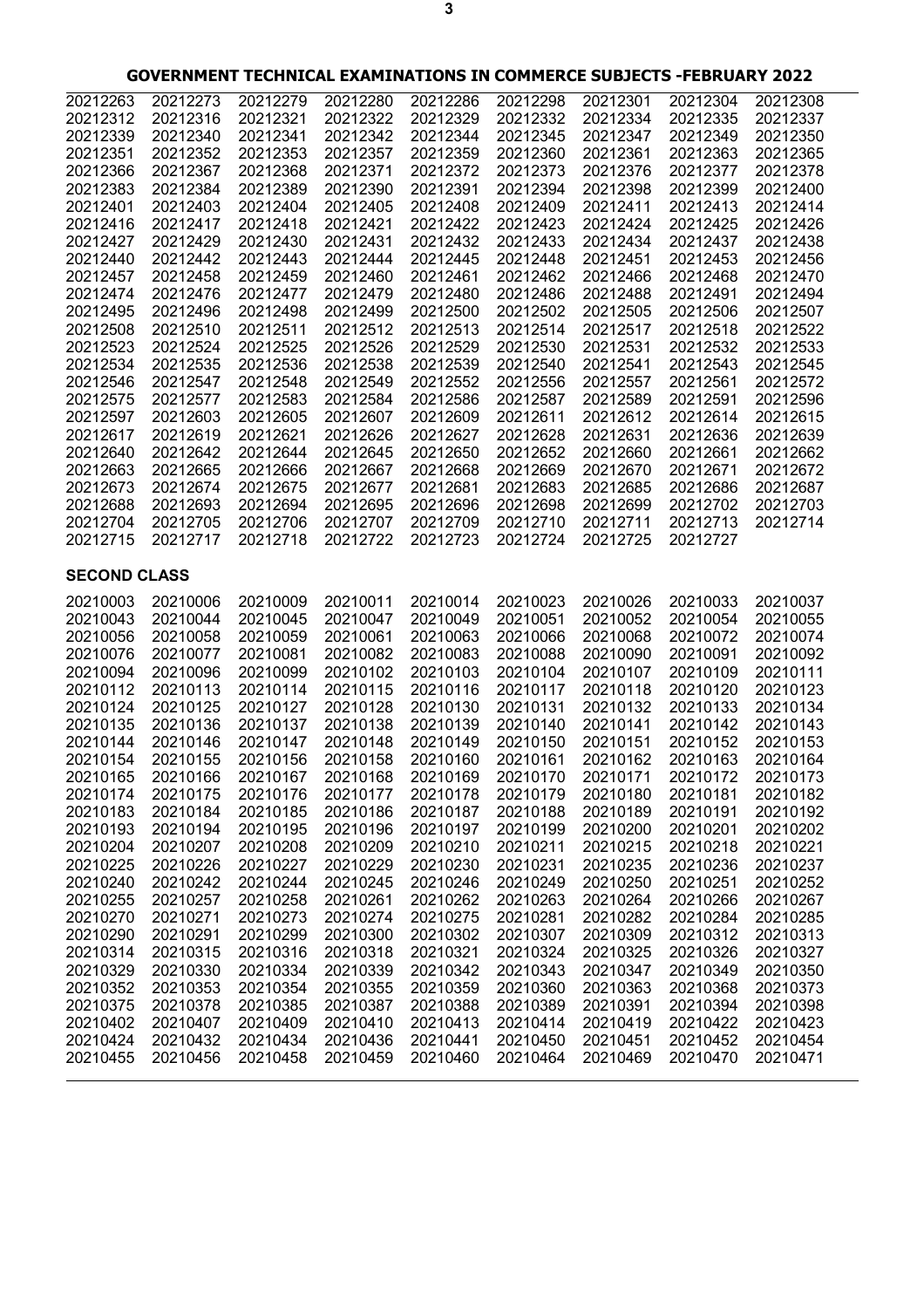## GOVERNMENT TECHNICAL EXAMINATIONS IN COMMERCE SUBJECTS -FEBRUARY 2022

| | | | | | | | | |
|---|---|---|---|---|---|---|---|---|
| 20212263 | 20212273 | 20212279 | 20212280 | 20212286 | 20212298 | 20212301 | 20212304 | 20212308 |
| 20212312 | 20212316 | 20212321 | 20212322 | 20212329 | 20212332 | 20212334 | 20212335 | 20212337 |
| 20212339 | 20212340 | 20212341 | 20212342 | 20212344 | 20212345 | 20212347 | 20212349 | 20212350 |
| 20212351 | 20212352 | 20212353 | 20212357 | 20212359 | 20212360 | 20212361 | 20212363 | 20212365 |
| 20212366 | 20212367 | 20212368 | 20212371 | 20212372 | 20212373 | 20212376 | 20212377 | 20212378 |
| 20212383 | 20212384 | 20212389 | 20212390 | 20212391 | 20212394 | 20212398 | 20212399 | 20212400 |
| 20212401 | 20212403 | 20212404 | 20212405 | 20212408 | 20212409 | 20212411 | 20212413 | 20212414 |
| 20212416 | 20212417 | 20212418 | 20212421 | 20212422 | 20212423 | 20212424 | 20212425 | 20212426 |
| 20212427 | 20212429 | 20212430 | 20212431 | 20212432 | 20212433 | 20212434 | 20212437 | 20212438 |
| 20212440 | 20212442 | 20212443 | 20212444 | 20212445 | 20212448 | 20212451 | 20212453 | 20212456 |
| 20212457 | 20212458 | 20212459 | 20212460 | 20212461 | 20212462 | 20212466 | 20212468 | 20212470 |
| 20212474 | 20212476 | 20212477 | 20212479 | 20212480 | 20212486 | 20212488 | 20212491 | 20212494 |
| 20212495 | 20212496 | 20212498 | 20212499 | 20212500 | 20212502 | 20212505 | 20212506 | 20212507 |
| 20212508 | 20212510 | 20212511 | 20212512 | 20212513 | 20212514 | 20212517 | 20212518 | 20212522 |
| 20212523 | 20212524 | 20212525 | 20212526 | 20212529 | 20212530 | 20212531 | 20212532 | 20212533 |
| 20212534 | 20212535 | 20212536 | 20212538 | 20212539 | 20212540 | 20212541 | 20212543 | 20212545 |
| 20212546 | 20212547 | 20212548 | 20212549 | 20212552 | 20212556 | 20212557 | 20212561 | 20212572 |
| 20212575 | 20212577 | 20212583 | 20212584 | 20212586 | 20212587 | 20212589 | 20212591 | 20212596 |
| 20212597 | 20212603 | 20212605 | 20212607 | 20212609 | 20212611 | 20212612 | 20212614 | 20212615 |
| 20212617 | 20212619 | 20212621 | 20212626 | 20212627 | 20212628 | 20212631 | 20212636 | 20212639 |
| 20212640 | 20212642 | 20212644 | 20212645 | 20212650 | 20212652 | 20212660 | 20212661 | 20212662 |
| 20212663 | 20212665 | 20212666 | 20212667 | 20212668 | 20212669 | 20212670 | 20212671 | 20212672 |
| 20212673 | 20212674 | 20212675 | 20212677 | 20212681 | 20212683 | 20212685 | 20212686 | 20212687 |
| 20212688 | 20212693 | 20212694 | 20212695 | 20212696 | 20212698 | 20212699 | 20212702 | 20212703 |
| 20212704 | 20212705 | 20212706 | 20212707 | 20212709 | 20212710 | 20212711 | 20212713 | 20212714 |
| 20212715 | 20212717 | 20212718 | 20212722 | 20212723 | 20212724 | 20212725 | 20212727 | |

### SECOND CLASS

| | | | | | | | | |
|---|---|---|---|---|---|---|---|---|
| 20210003 | 20210006 | 20210009 | 20210011 | 20210014 | 20210023 | 20210026 | 20210033 | 20210037 |
| 20210043 | 20210044 | 20210045 | 20210047 | 20210049 | 20210051 | 20210052 | 20210054 | 20210055 |
| 20210056 | 20210058 | 20210059 | 20210061 | 20210063 | 20210066 | 20210068 | 20210072 | 20210074 |
| 20210076 | 20210077 | 20210081 | 20210082 | 20210083 | 20210088 | 20210090 | 20210091 | 20210092 |
| 20210094 | 20210096 | 20210099 | 20210102 | 20210103 | 20210104 | 20210107 | 20210109 | 20210111 |
| 20210112 | 20210113 | 20210114 | 20210115 | 20210116 | 20210117 | 20210118 | 20210120 | 20210123 |
| 20210124 | 20210125 | 20210127 | 20210128 | 20210130 | 20210131 | 20210132 | 20210133 | 20210134 |
| 20210135 | 20210136 | 20210137 | 20210138 | 20210139 | 20210140 | 20210141 | 20210142 | 20210143 |
| 20210144 | 20210146 | 20210147 | 20210148 | 20210149 | 20210150 | 20210151 | 20210152 | 20210153 |
| 20210154 | 20210155 | 20210156 | 20210158 | 20210160 | 20210161 | 20210162 | 20210163 | 20210164 |
| 20210165 | 20210166 | 20210167 | 20210168 | 20210169 | 20210170 | 20210171 | 20210172 | 20210173 |
| 20210174 | 20210175 | 20210176 | 20210177 | 20210178 | 20210179 | 20210180 | 20210181 | 20210182 |
| 20210183 | 20210184 | 20210185 | 20210186 | 20210187 | 20210188 | 20210189 | 20210191 | 20210192 |
| 20210193 | 20210194 | 20210195 | 20210196 | 20210197 | 20210199 | 20210200 | 20210201 | 20210202 |
| 20210204 | 20210207 | 20210208 | 20210209 | 20210210 | 20210211 | 20210215 | 20210218 | 20210221 |
| 20210225 | 20210226 | 20210227 | 20210229 | 20210230 | 20210231 | 20210235 | 20210236 | 20210237 |
| 20210240 | 20210242 | 20210244 | 20210245 | 20210246 | 20210249 | 20210250 | 20210251 | 20210252 |
| 20210255 | 20210257 | 20210258 | 20210261 | 20210262 | 20210263 | 20210264 | 20210266 | 20210267 |
| 20210270 | 20210271 | 20210273 | 20210274 | 20210275 | 20210281 | 20210282 | 20210284 | 20210285 |
| 20210290 | 20210291 | 20210299 | 20210300 | 20210302 | 20210307 | 20210309 | 20210312 | 20210313 |
| 20210314 | 20210315 | 20210316 | 20210318 | 20210321 | 20210324 | 20210325 | 20210326 | 20210327 |
| 20210329 | 20210330 | 20210334 | 20210339 | 20210342 | 20210343 | 20210347 | 20210349 | 20210350 |
| 20210352 | 20210353 | 20210354 | 20210355 | 20210359 | 20210360 | 20210363 | 20210368 | 20210373 |
| 20210375 | 20210378 | 20210385 | 20210387 | 20210388 | 20210389 | 20210391 | 20210394 | 20210398 |
| 20210402 | 20210407 | 20210409 | 20210410 | 20210413 | 20210414 | 20210419 | 20210422 | 20210423 |
| 20210424 | 20210432 | 20210434 | 20210436 | 20210441 | 20210450 | 20210451 | 20210452 | 20210454 |
| 20210455 | 20210456 | 20210458 | 20210459 | 20210460 | 20210464 | 20210469 | 20210470 | 20210471 |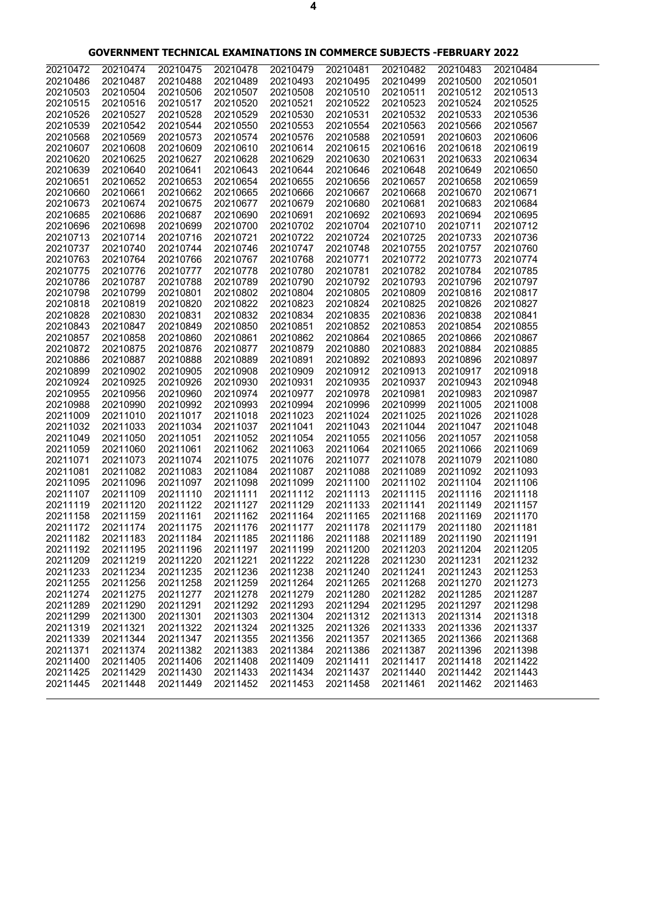**GOVERNMENT TECHNICAL EXAMINATIONS IN COMMERCE SUBJECTS -FEBRUARY 2022**

| | | | | | | | | |
|---|---|---|---|---|---|---|---|---|
| 20210472 | 20210474 | 20210475 | 20210478 | 20210479 | 20210481 | 20210482 | 20210483 | 20210484 |
| 20210486 | 20210487 | 20210488 | 20210489 | 20210493 | 20210495 | 20210499 | 20210500 | 20210501 |
| 20210503 | 20210504 | 20210506 | 20210507 | 20210508 | 20210510 | 20210511 | 20210512 | 20210513 |
| 20210515 | 20210516 | 20210517 | 20210520 | 20210521 | 20210522 | 20210523 | 20210524 | 20210525 |
| 20210526 | 20210527 | 20210528 | 20210529 | 20210530 | 20210531 | 20210532 | 20210533 | 20210536 |
| 20210539 | 20210542 | 20210544 | 20210550 | 20210553 | 20210554 | 20210563 | 20210566 | 20210567 |
| 20210568 | 20210569 | 20210573 | 20210574 | 20210576 | 20210588 | 20210591 | 20210603 | 20210606 |
| 20210607 | 20210608 | 20210609 | 20210610 | 20210614 | 20210615 | 20210616 | 20210618 | 20210619 |
| 20210620 | 20210625 | 20210627 | 20210628 | 20210629 | 20210630 | 20210631 | 20210633 | 20210634 |
| 20210639 | 20210640 | 20210641 | 20210643 | 20210644 | 20210646 | 20210648 | 20210649 | 20210650 |
| 20210651 | 20210652 | 20210653 | 20210654 | 20210655 | 20210656 | 20210657 | 20210658 | 20210659 |
| 20210660 | 20210661 | 20210662 | 20210665 | 20210666 | 20210667 | 20210668 | 20210670 | 20210671 |
| 20210673 | 20210674 | 20210675 | 20210677 | 20210679 | 20210680 | 20210681 | 20210683 | 20210684 |
| 20210685 | 20210686 | 20210687 | 20210690 | 20210691 | 20210692 | 20210693 | 20210694 | 20210695 |
| 20210696 | 20210698 | 20210699 | 20210700 | 20210702 | 20210704 | 20210710 | 20210711 | 20210712 |
| 20210713 | 20210714 | 20210716 | 20210721 | 20210722 | 20210724 | 20210725 | 20210733 | 20210736 |
| 20210737 | 20210740 | 20210744 | 20210746 | 20210747 | 20210748 | 20210755 | 20210757 | 20210760 |
| 20210763 | 20210764 | 20210766 | 20210767 | 20210768 | 20210771 | 20210772 | 20210773 | 20210774 |
| 20210775 | 20210776 | 20210777 | 20210778 | 20210780 | 20210781 | 20210782 | 20210784 | 20210785 |
| 20210786 | 20210787 | 20210788 | 20210789 | 20210790 | 20210792 | 20210793 | 20210796 | 20210797 |
| 20210798 | 20210799 | 20210801 | 20210802 | 20210804 | 20210805 | 20210809 | 20210816 | 20210817 |
| 20210818 | 20210819 | 20210820 | 20210822 | 20210823 | 20210824 | 20210825 | 20210826 | 20210827 |
| 20210828 | 20210830 | 20210831 | 20210832 | 20210834 | 20210835 | 20210836 | 20210838 | 20210841 |
| 20210843 | 20210847 | 20210849 | 20210850 | 20210851 | 20210852 | 20210853 | 20210854 | 20210855 |
| 20210857 | 20210858 | 20210860 | 20210861 | 20210862 | 20210864 | 20210865 | 20210866 | 20210867 |
| 20210872 | 20210875 | 20210876 | 20210877 | 20210879 | 20210880 | 20210883 | 20210884 | 20210885 |
| 20210886 | 20210887 | 20210888 | 20210889 | 20210891 | 20210892 | 20210893 | 20210896 | 20210897 |
| 20210899 | 20210902 | 20210905 | 20210908 | 20210909 | 20210912 | 20210913 | 20210917 | 20210918 |
| 20210924 | 20210925 | 20210926 | 20210930 | 20210931 | 20210935 | 20210937 | 20210943 | 20210948 |
| 20210955 | 20210956 | 20210960 | 20210974 | 20210977 | 20210978 | 20210981 | 20210983 | 20210987 |
| 20210988 | 20210990 | 20210992 | 20210993 | 20210994 | 20210996 | 20210999 | 20211005 | 20211008 |
| 20211009 | 20211010 | 20211017 | 20211018 | 20211023 | 20211024 | 20211025 | 20211026 | 20211028 |
| 20211032 | 20211033 | 20211034 | 20211037 | 20211041 | 20211043 | 20211044 | 20211047 | 20211048 |
| 20211049 | 20211050 | 20211051 | 20211052 | 20211054 | 20211055 | 20211056 | 20211057 | 20211058 |
| 20211059 | 20211060 | 20211061 | 20211062 | 20211063 | 20211064 | 20211065 | 20211066 | 20211069 |
| 20211071 | 20211073 | 20211074 | 20211075 | 20211076 | 20211077 | 20211078 | 20211079 | 20211080 |
| 20211081 | 20211082 | 20211083 | 20211084 | 20211087 | 20211088 | 20211089 | 20211092 | 20211093 |
| 20211095 | 20211096 | 20211097 | 20211098 | 20211099 | 20211100 | 20211102 | 20211104 | 20211106 |
| 20211107 | 20211109 | 20211110 | 20211111 | 20211112 | 20211113 | 20211115 | 20211116 | 20211118 |
| 20211119 | 20211120 | 20211122 | 20211127 | 20211129 | 20211133 | 20211141 | 20211149 | 20211157 |
| 20211158 | 20211159 | 20211161 | 20211162 | 20211164 | 20211165 | 20211168 | 20211169 | 20211170 |
| 20211172 | 20211174 | 20211175 | 20211176 | 20211177 | 20211178 | 20211179 | 20211180 | 20211181 |
| 20211182 | 20211183 | 20211184 | 20211185 | 20211186 | 20211188 | 20211189 | 20211190 | 20211191 |
| 20211192 | 20211195 | 20211196 | 20211197 | 20211199 | 20211200 | 20211203 | 20211204 | 20211205 |
| 20211209 | 20211219 | 20211220 | 20211221 | 20211222 | 20211228 | 20211230 | 20211231 | 20211232 |
| 20211233 | 20211234 | 20211235 | 20211236 | 20211238 | 20211240 | 20211241 | 20211243 | 20211253 |
| 20211255 | 20211256 | 20211258 | 20211259 | 20211264 | 20211265 | 20211268 | 20211270 | 20211273 |
| 20211274 | 20211275 | 20211277 | 20211278 | 20211279 | 20211280 | 20211282 | 20211285 | 20211287 |
| 20211289 | 20211290 | 20211291 | 20211292 | 20211293 | 20211294 | 20211295 | 20211297 | 20211298 |
| 20211299 | 20211300 | 20211301 | 20211303 | 20211304 | 20211312 | 20211313 | 20211314 | 20211318 |
| 20211319 | 20211321 | 20211322 | 20211324 | 20211325 | 20211326 | 20211333 | 20211336 | 20211337 |
| 20211339 | 20211344 | 20211347 | 20211355 | 20211356 | 20211357 | 20211365 | 20211366 | 20211368 |
| 20211371 | 20211374 | 20211382 | 20211383 | 20211384 | 20211386 | 20211387 | 20211396 | 20211398 |
| 20211400 | 20211405 | 20211406 | 20211408 | 20211409 | 20211411 | 20211417 | 20211418 | 20211422 |
| 20211425 | 20211429 | 20211430 | 20211433 | 20211434 | 20211437 | 20211440 | 20211442 | 20211443 |
| 20211445 | 20211448 | 20211449 | 20211452 | 20211453 | 20211458 | 20211461 | 20211462 | 20211463 |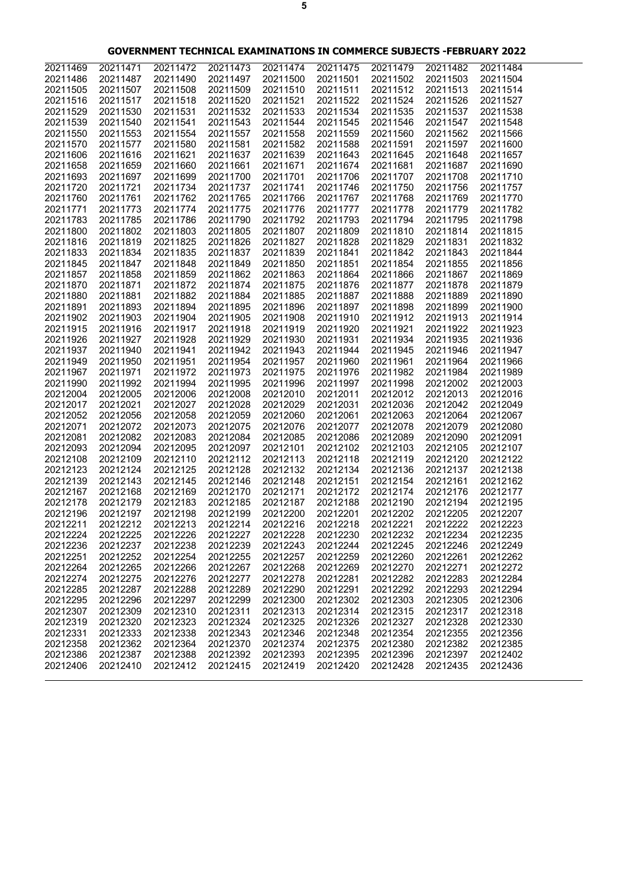**GOVERNMENT TECHNICAL EXAMINATIONS IN COMMERCE SUBJECTS -FEBRUARY 2022**

| | | | | | | | | |
|---|---|---|---|---|---|---|---|---|
| 20211469 | 20211471 | 20211472 | 20211473 | 20211474 | 20211475 | 20211479 | 20211482 | 20211484 |
| 20211486 | 20211487 | 20211490 | 20211497 | 20211500 | 20211501 | 20211502 | 20211503 | 20211504 |
| 20211505 | 20211507 | 20211508 | 20211509 | 20211510 | 20211511 | 20211512 | 20211513 | 20211514 |
| 20211516 | 20211517 | 20211518 | 20211520 | 20211521 | 20211522 | 20211524 | 20211526 | 20211527 |
| 20211529 | 20211530 | 20211531 | 20211532 | 20211533 | 20211534 | 20211535 | 20211537 | 20211538 |
| 20211539 | 20211540 | 20211541 | 20211543 | 20211544 | 20211545 | 20211546 | 20211547 | 20211548 |
| 20211550 | 20211553 | 20211554 | 20211557 | 20211558 | 20211559 | 20211560 | 20211562 | 20211566 |
| 20211570 | 20211577 | 20211580 | 20211581 | 20211582 | 20211588 | 20211591 | 20211597 | 20211600 |
| 20211606 | 20211616 | 20211621 | 20211637 | 20211639 | 20211643 | 20211645 | 20211648 | 20211657 |
| 20211658 | 20211659 | 20211660 | 20211661 | 20211671 | 20211674 | 20211681 | 20211687 | 20211690 |
| 20211693 | 20211697 | 20211699 | 20211700 | 20211701 | 20211706 | 20211707 | 20211708 | 20211710 |
| 20211720 | 20211721 | 20211734 | 20211737 | 20211741 | 20211746 | 20211750 | 20211756 | 20211757 |
| 20211760 | 20211761 | 20211762 | 20211765 | 20211766 | 20211767 | 20211768 | 20211769 | 20211770 |
| 20211771 | 20211773 | 20211774 | 20211775 | 20211776 | 20211777 | 20211778 | 20211779 | 20211782 |
| 20211783 | 20211785 | 20211786 | 20211790 | 20211792 | 20211793 | 20211794 | 20211795 | 20211798 |
| 20211800 | 20211802 | 20211803 | 20211805 | 20211807 | 20211809 | 20211810 | 20211814 | 20211815 |
| 20211816 | 20211819 | 20211825 | 20211826 | 20211827 | 20211828 | 20211829 | 20211831 | 20211832 |
| 20211833 | 20211834 | 20211835 | 20211837 | 20211839 | 20211841 | 20211842 | 20211843 | 20211844 |
| 20211845 | 20211847 | 20211848 | 20211849 | 20211850 | 20211851 | 20211854 | 20211855 | 20211856 |
| 20211857 | 20211858 | 20211859 | 20211862 | 20211863 | 20211864 | 20211866 | 20211867 | 20211869 |
| 20211870 | 20211871 | 20211872 | 20211874 | 20211875 | 20211876 | 20211877 | 20211878 | 20211879 |
| 20211880 | 20211881 | 20211882 | 20211884 | 20211885 | 20211887 | 20211888 | 20211889 | 20211890 |
| 20211891 | 20211893 | 20211894 | 20211895 | 20211896 | 20211897 | 20211898 | 20211899 | 20211900 |
| 20211902 | 20211903 | 20211904 | 20211905 | 20211908 | 20211910 | 20211912 | 20211913 | 20211914 |
| 20211915 | 20211916 | 20211917 | 20211918 | 20211919 | 20211920 | 20211921 | 20211922 | 20211923 |
| 20211926 | 20211927 | 20211928 | 20211929 | 20211930 | 20211931 | 20211934 | 20211935 | 20211936 |
| 20211937 | 20211940 | 20211941 | 20211942 | 20211943 | 20211944 | 20211945 | 20211946 | 20211947 |
| 20211949 | 20211950 | 20211951 | 20211954 | 20211957 | 20211960 | 20211961 | 20211964 | 20211966 |
| 20211967 | 20211971 | 20211972 | 20211973 | 20211975 | 20211976 | 20211982 | 20211984 | 20211989 |
| 20211990 | 20211992 | 20211994 | 20211995 | 20211996 | 20211997 | 20211998 | 20212002 | 20212003 |
| 20212004 | 20212005 | 20212006 | 20212008 | 20212010 | 20212011 | 20212012 | 20212013 | 20212016 |
| 20212017 | 20212021 | 20212027 | 20212028 | 20212029 | 20212031 | 20212036 | 20212042 | 20212049 |
| 20212052 | 20212056 | 20212058 | 20212059 | 20212060 | 20212061 | 20212063 | 20212064 | 20212067 |
| 20212071 | 20212072 | 20212073 | 20212075 | 20212076 | 20212077 | 20212078 | 20212079 | 20212080 |
| 20212081 | 20212082 | 20212083 | 20212084 | 20212085 | 20212086 | 20212089 | 20212090 | 20212091 |
| 20212093 | 20212094 | 20212095 | 20212097 | 20212101 | 20212102 | 20212103 | 20212105 | 20212107 |
| 20212108 | 20212109 | 20212110 | 20212112 | 20212113 | 20212118 | 20212119 | 20212120 | 20212122 |
| 20212123 | 20212124 | 20212125 | 20212128 | 20212132 | 20212134 | 20212136 | 20212137 | 20212138 |
| 20212139 | 20212143 | 20212145 | 20212146 | 20212148 | 20212151 | 20212154 | 20212161 | 20212162 |
| 20212167 | 20212168 | 20212169 | 20212170 | 20212171 | 20212172 | 20212174 | 20212176 | 20212177 |
| 20212178 | 20212179 | 20212183 | 20212185 | 20212187 | 20212188 | 20212190 | 20212194 | 20212195 |
| 20212196 | 20212197 | 20212198 | 20212199 | 20212200 | 20212201 | 20212202 | 20212205 | 20212207 |
| 20212211 | 20212212 | 20212213 | 20212214 | 20212216 | 20212218 | 20212221 | 20212222 | 20212223 |
| 20212224 | 20212225 | 20212226 | 20212227 | 20212228 | 20212230 | 20212232 | 20212234 | 20212235 |
| 20212236 | 20212237 | 20212238 | 20212239 | 20212243 | 20212244 | 20212245 | 20212246 | 20212249 |
| 20212251 | 20212252 | 20212254 | 20212255 | 20212257 | 20212259 | 20212260 | 20212261 | 20212262 |
| 20212264 | 20212265 | 20212266 | 20212267 | 20212268 | 20212269 | 20212270 | 20212271 | 20212272 |
| 20212274 | 20212275 | 20212276 | 20212277 | 20212278 | 20212281 | 20212282 | 20212283 | 20212284 |
| 20212285 | 20212287 | 20212288 | 20212289 | 20212290 | 20212291 | 20212292 | 20212293 | 20212294 |
| 20212295 | 20212296 | 20212297 | 20212299 | 20212300 | 20212302 | 20212303 | 20212305 | 20212306 |
| 20212307 | 20212309 | 20212310 | 20212311 | 20212313 | 20212314 | 20212315 | 20212317 | 20212318 |
| 20212319 | 20212320 | 20212323 | 20212324 | 20212325 | 20212326 | 20212327 | 20212328 | 20212330 |
| 20212331 | 20212333 | 20212338 | 20212343 | 20212346 | 20212348 | 20212354 | 20212355 | 20212356 |
| 20212358 | 20212362 | 20212364 | 20212370 | 20212374 | 20212375 | 20212380 | 20212382 | 20212385 |
| 20212386 | 20212387 | 20212388 | 20212392 | 20212393 | 20212395 | 20212396 | 20212397 | 20212402 |
| 20212406 | 20212410 | 20212412 | 20212415 | 20212419 | 20212420 | 20212428 | 20212435 | 20212436 |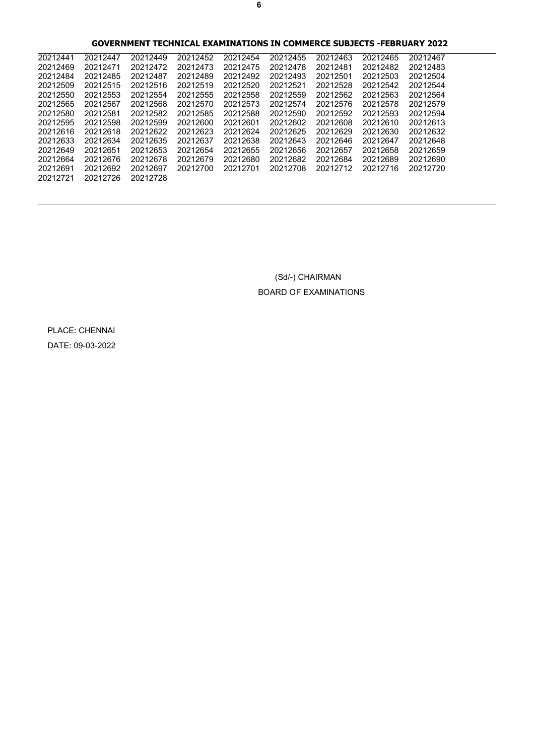**GOVERNMENT TECHNICAL EXAMINATIONS IN COMMERCE SUBJECTS -FEBRUARY 2022**

| | | | | | | | | |
|---|---|---|---|---|---|---|---|---|
| 20212441 | 20212447 | 20212449 | 20212452 | 20212454 | 20212455 | 20212463 | 20212465 | 20212467 |
| 20212469 | 20212471 | 20212472 | 20212473 | 20212475 | 20212478 | 20212481 | 20212482 | 20212483 |
| 20212484 | 20212485 | 20212487 | 20212489 | 20212492 | 20212493 | 20212501 | 20212503 | 20212504 |
| 20212509 | 20212515 | 20212516 | 20212519 | 20212520 | 20212521 | 20212528 | 20212542 | 20212544 |
| 20212550 | 20212553 | 20212554 | 20212555 | 20212558 | 20212559 | 20212562 | 20212563 | 20212564 |
| 20212565 | 20212567 | 20212568 | 20212570 | 20212573 | 20212574 | 20212576 | 20212578 | 20212579 |
| 20212580 | 20212581 | 20212582 | 20212585 | 20212588 | 20212590 | 20212592 | 20212593 | 20212594 |
| 20212595 | 20212598 | 20212599 | 20212600 | 20212601 | 20212602 | 20212608 | 20212610 | 20212613 |
| 20212616 | 20212618 | 20212622 | 20212623 | 20212624 | 20212625 | 20212629 | 20212630 | 20212632 |
| 20212633 | 20212634 | 20212635 | 20212637 | 20212638 | 20212643 | 20212646 | 20212647 | 20212648 |
| 20212649 | 20212651 | 20212653 | 20212654 | 20212655 | 20212656 | 20212657 | 20212658 | 20212659 |
| 20212664 | 20212676 | 20212678 | 20212679 | 20212680 | 20212682 | 20212684 | 20212689 | 20212690 |
| 20212691 | 20212692 | 20212697 | 20212700 | 20212701 | 20212708 | 20212712 | 20212716 | 20212720 |
| 20212721 | 20212726 | 20212728 | | | | | | |

(Sd/-) CHAIRMAN
BOARD OF EXAMINATIONS

PLACE: CHENNAI

DATE: 09-03-2022